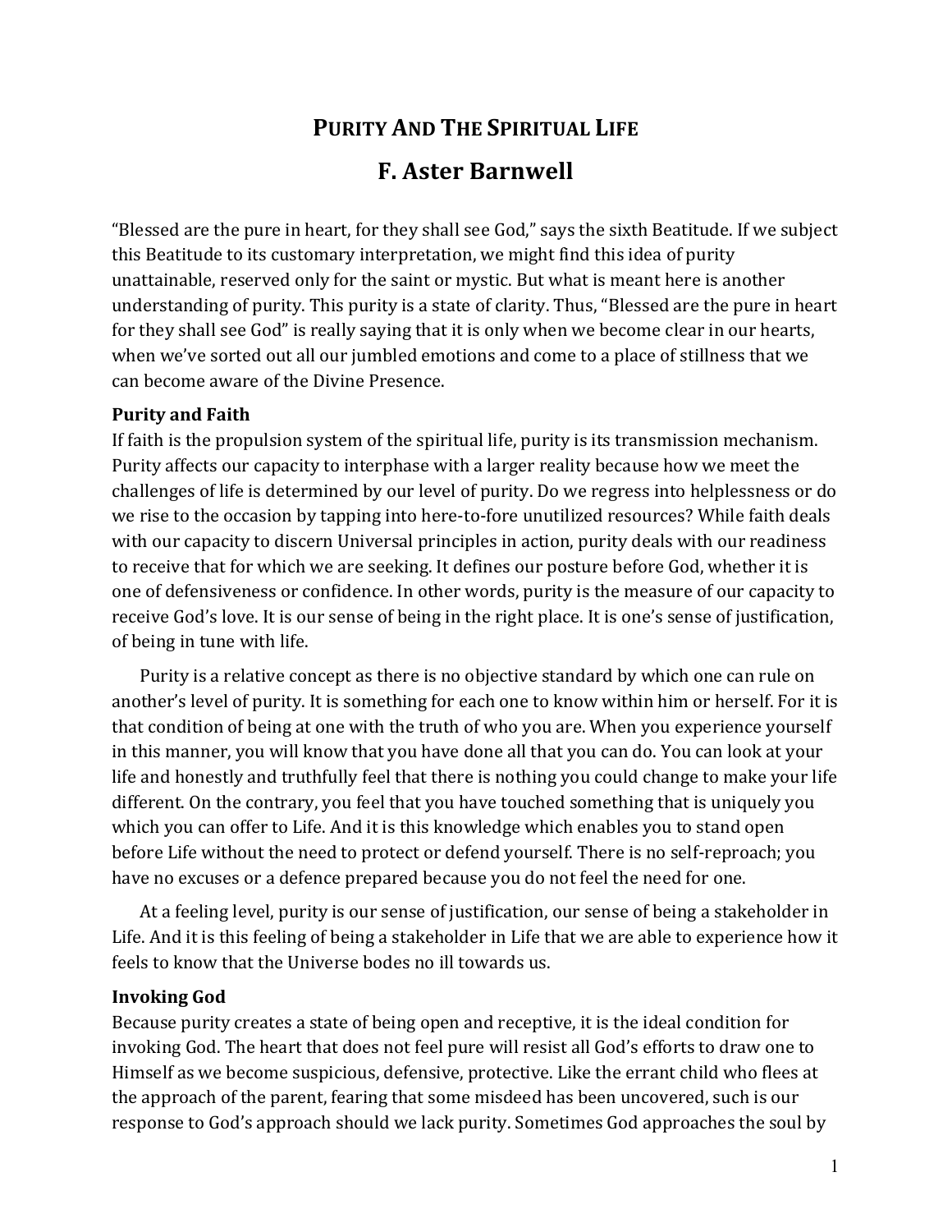# PURITY AND THE SPIRITUAL LIFE

## F. Aster Barnwell

"Blessed are the pure in heart, for they shall see God," says the sixth Beatitude. If we subject this Beatitude to its customary interpretation, we might find this idea of purity unattainable, reserved only for the saint or mystic. But what is meant here is another understanding of purity. This purity is a state of clarity. Thus, "Blessed are the pure in heart for they shall see God" is really saying that it is only when we become clear in our hearts, when we've sorted out all our jumbled emotions and come to a place of stillness that we can become aware of the Divine Presence.

### Purity and Faith

If faith is the propulsion system of the spiritual life, purity is its transmission mechanism. Purity affects our capacity to interphase with a larger reality because how we meet the challenges of life is determined by our level of purity. Do we regress into helplessness or do we rise to the occasion by tapping into here-to-fore unutilized resources? While faith deals with our capacity to discern Universal principles in action, purity deals with our readiness to receive that for which we are seeking. It defines our posture before God, whether it is one of defensiveness or confidence. In other words, purity is the measure of our capacity to receive God's love. It is our sense of being in the right place. It is one's sense of justification, of being in tune with life.

Purity is a relative concept as there is no objective standard by which one can rule on another's level of purity. It is something for each one to know within him or herself. For it is that condition of being at one with the truth of who you are. When you experience yourself in this manner, you will know that you have done all that you can do. You can look at your life and honestly and truthfully feel that there is nothing you could change to make your life different. On the contrary, you feel that you have touched something that is uniquely you which you can offer to Life. And it is this knowledge which enables you to stand open before Life without the need to protect or defend yourself. There is no self-reproach; you have no excuses or a defence prepared because you do not feel the need for one.

At a feeling level, purity is our sense of justification, our sense of being a stakeholder in Life. And it is this feeling of being a stakeholder in Life that we are able to experience how it feels to know that the Universe bodes no ill towards us.

### Invoking God

Because purity creates a state of being open and receptive, it is the ideal condition for invoking God. The heart that does not feel pure will resist all God's efforts to draw one to Himself as we become suspicious, defensive, protective. Like the errant child who flees at the approach of the parent, fearing that some misdeed has been uncovered, such is our response to God's approach should we lack purity. Sometimes God approaches the soul by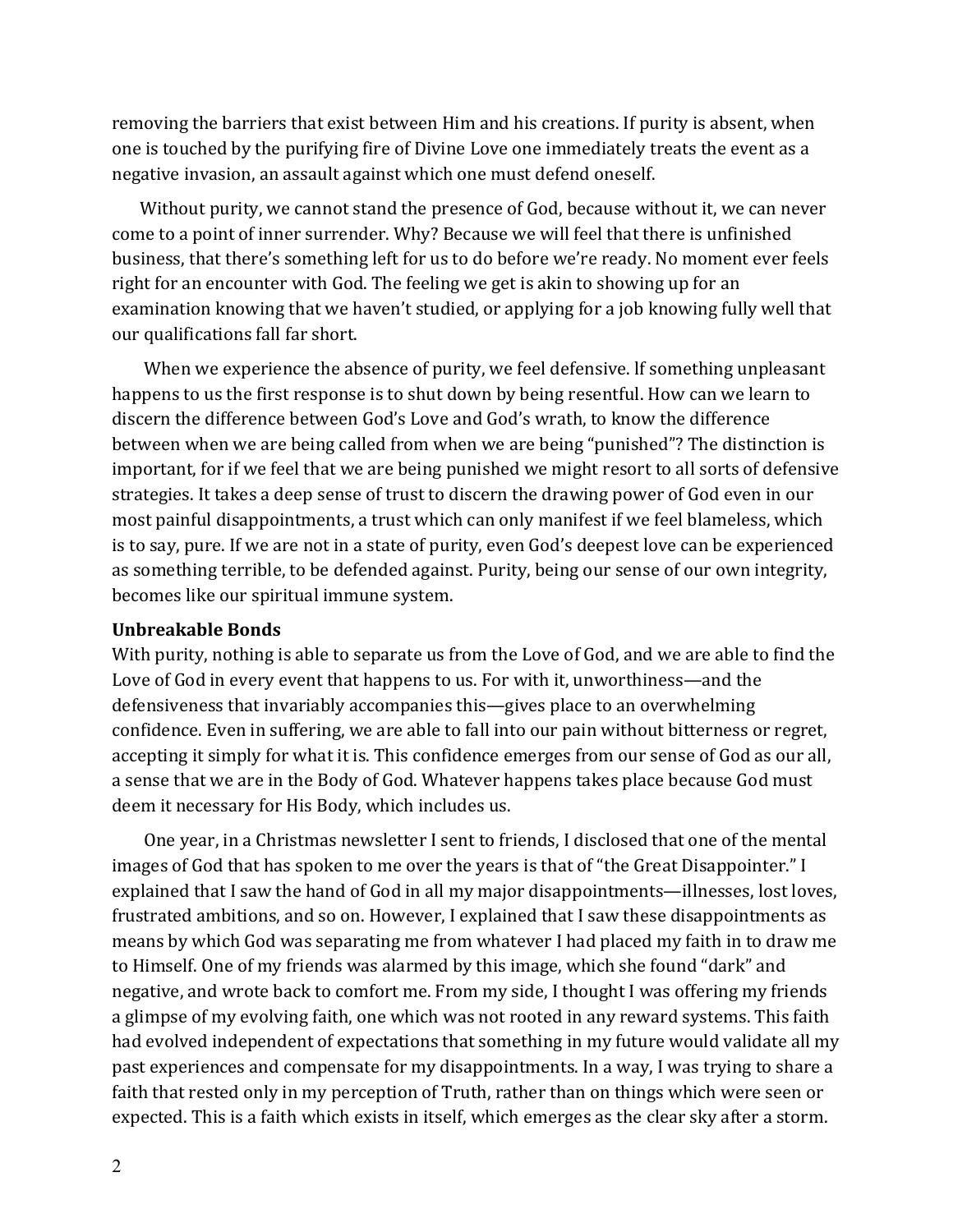removing the barriers that exist between Him and his creations. If purity is absent, when one is touched by the purifying fire of Divine Love one immediately treats the event as a negative invasion, an assault against which one must defend oneself.

Without purity, we cannot stand the presence of God, because without it, we can never come to a point of inner surrender. Why? Because we will feel that there is unfinished business, that there's something left for us to do before we're ready. No moment ever feels right for an encounter with God. The feeling we get is akin to showing up for an examination knowing that we haven't studied, or applying for a job knowing fully well that our qualifications fall far short.

When we experience the absence of purity, we feel defensive. If something unpleasant happens to us the first response is to shut down by being resentful. How can we learn to discern the difference between God's Love and God's wrath, to know the difference between when we are being called from when we are being "punished"? The distinction is important, for if we feel that we are being punished we might resort to all sorts of defensive strategies. It takes a deep sense of trust to discern the drawing power of God even in our most painful disappointments, a trust which can only manifest if we feel blameless, which is to say, pure. If we are not in a state of purity, even God's deepest love can be experienced as something terrible, to be defended against. Purity, being our sense of our own integrity, becomes like our spiritual immune system.

**Unbreakable Bonds**

With purity, nothing is able to separate us from the Love of God, and we are able to find the Love of God in every event that happens to us. For with it, unworthiness—and the defensiveness that invariably accompanies this—gives place to an overwhelming confidence. Even in suffering, we are able to fall into our pain without bitterness or regret, accepting it simply for what it is. This confidence emerges from our sense of God as our all, a sense that we are in the Body of God. Whatever happens takes place because God must deem it necessary for His Body, which includes us.

One year, in a Christmas newsletter I sent to friends, I disclosed that one of the mental images of God that has spoken to me over the years is that of "the Great Disappointer." I explained that I saw the hand of God in all my major disappointments—illnesses, lost loves, frustrated ambitions, and so on. However, I explained that I saw these disappointments as means by which God was separating me from whatever I had placed my faith in to draw me to Himself. One of my friends was alarmed by this image, which she found "dark" and negative, and wrote back to comfort me. From my side, I thought I was offering my friends a glimpse of my evolving faith, one which was not rooted in any reward systems. This faith had evolved independent of expectations that something in my future would validate all my past experiences and compensate for my disappointments. In a way, I was trying to share a faith that rested only in my perception of Truth, rather than on things which were seen or expected. This is a faith which exists in itself, which emerges as the clear sky after a storm.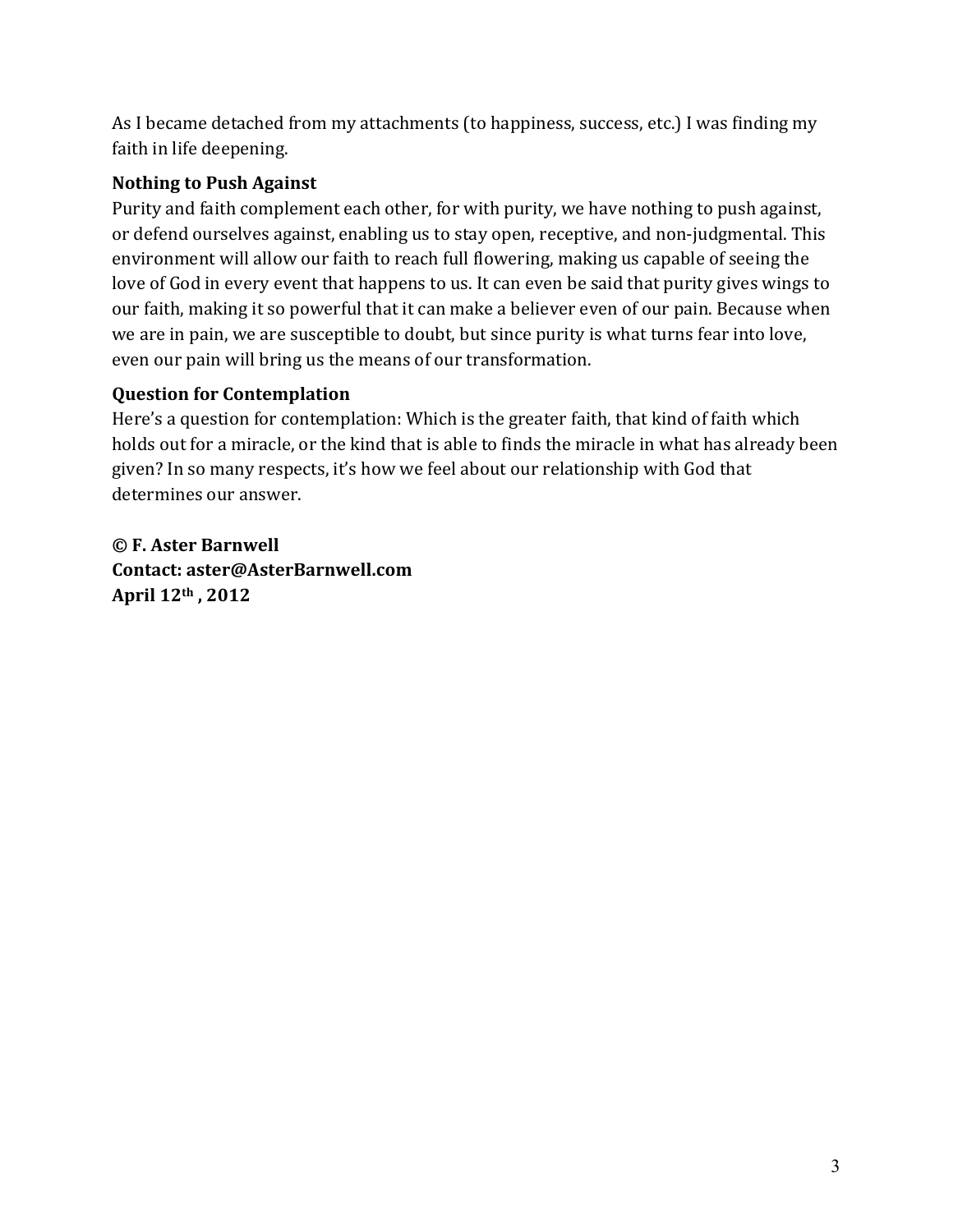As I became detached from my attachments (to happiness, success, etc.) I was finding my faith in life deepening.

### Nothing to Push Against

Purity and faith complement each other, for with purity, we have nothing to push against, or defend ourselves against, enabling us to stay open, receptive, and non-judgmental. This environment will allow our faith to reach full flowering, making us capable of seeing the love of God in every event that happens to us. It can even be said that purity gives wings to our faith, making it so powerful that it can make a believer even of our pain. Because when we are in pain, we are susceptible to doubt, but since purity is what turns fear into love, even our pain will bring us the means of our transformation.

### Question for Contemplation

Here's a question for contemplation: Which is the greater faith, that kind of faith which holds out for a miracle, or the kind that is able to finds the miracle in what has already been given? In so many respects, it's how we feel about our relationship with God that determines our answer.

**© F. Aster Barnwell**
**Contact: aster@AsterBarnwell.com**
**April 12th , 2012**